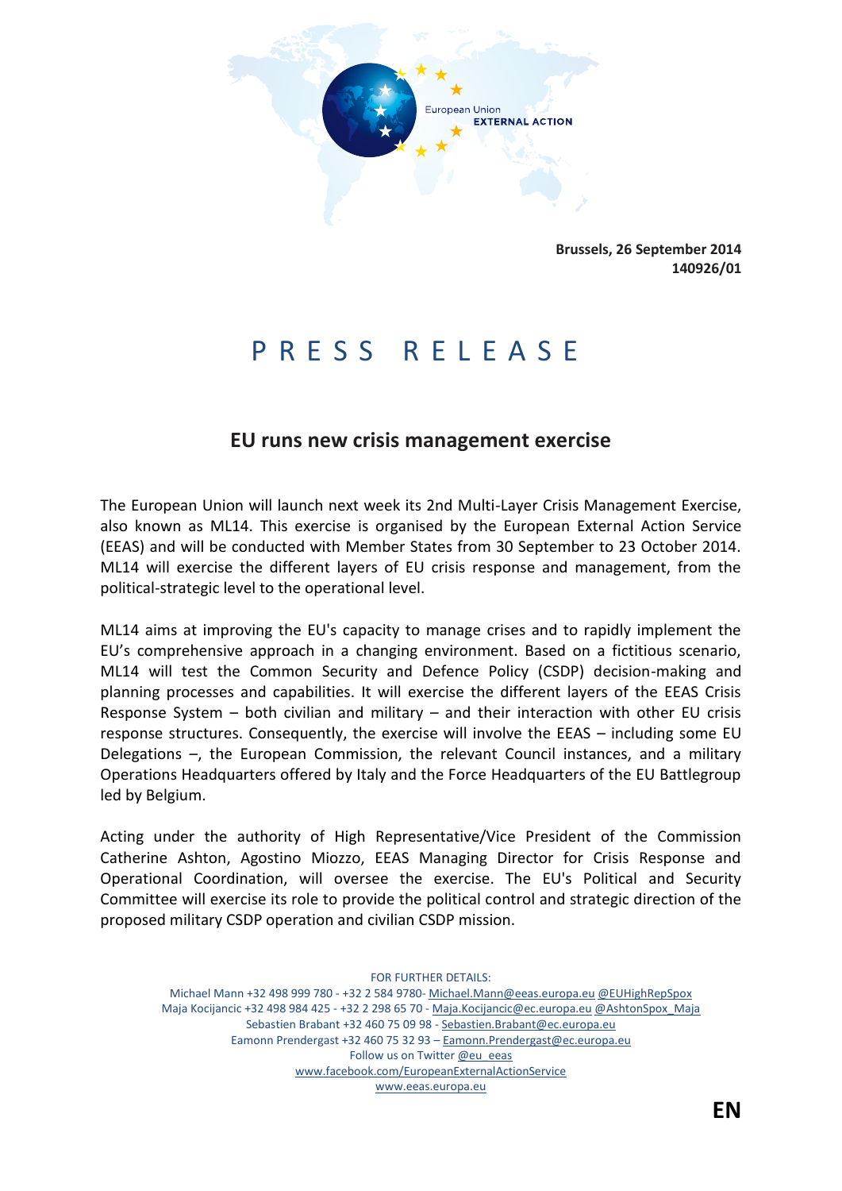European Union
**EXTERNAL ACTION**

**Brussels, 26 September 2014**
**140926/01**

# PRESS RELEASE

## EU runs new crisis management exercise

The European Union will launch next week its 2nd Multi-Layer Crisis Management Exercise, also known as ML14. This exercise is organised by the European External Action Service (EEAS) and will be conducted with Member States from 30 September to 23 October 2014. ML14 will exercise the different layers of EU crisis response and management, from the political-strategic level to the operational level.

ML14 aims at improving the EU's capacity to manage crises and to rapidly implement the EU's comprehensive approach in a changing environment. Based on a fictitious scenario, ML14 will test the Common Security and Defence Policy (CSDP) decision-making and planning processes and capabilities. It will exercise the different layers of the EEAS Crisis Response System – both civilian and military – and their interaction with other EU crisis response structures. Consequently, the exercise will involve the EEAS – including some EU Delegations –, the European Commission, the relevant Council instances, and a military Operations Headquarters offered by Italy and the Force Headquarters of the EU Battlegroup led by Belgium.

Acting under the authority of High Representative/Vice President of the Commission Catherine Ashton, Agostino Miozzo, EEAS Managing Director for Crisis Response and Operational Coordination, will oversee the exercise. The EU's Political and Security Committee will exercise its role to provide the political control and strategic direction of the proposed military CSDP operation and civilian CSDP mission.

FOR FURTHER DETAILS:
Michael Mann +32 498 999 780 - +32 2 584 9780- Michael.Mann@eeas.europa.eu @EUHighRepSpox
Maja Kocijancic +32 498 984 425 - +32 2 298 65 70 - Maja.Kocijancic@ec.europa.eu @AshtonSpox_Maja
Sebastien Brabant +32 460 75 09 98 - Sebastien.Brabant@ec.europa.eu
Eamonn Prendergast +32 460 75 32 93 – Eamonn.Prendergast@ec.europa.eu
Follow us on Twitter @eu_eeas
www.facebook.com/EuropeanExternalActionService
www.eeas.europa.eu

**EN**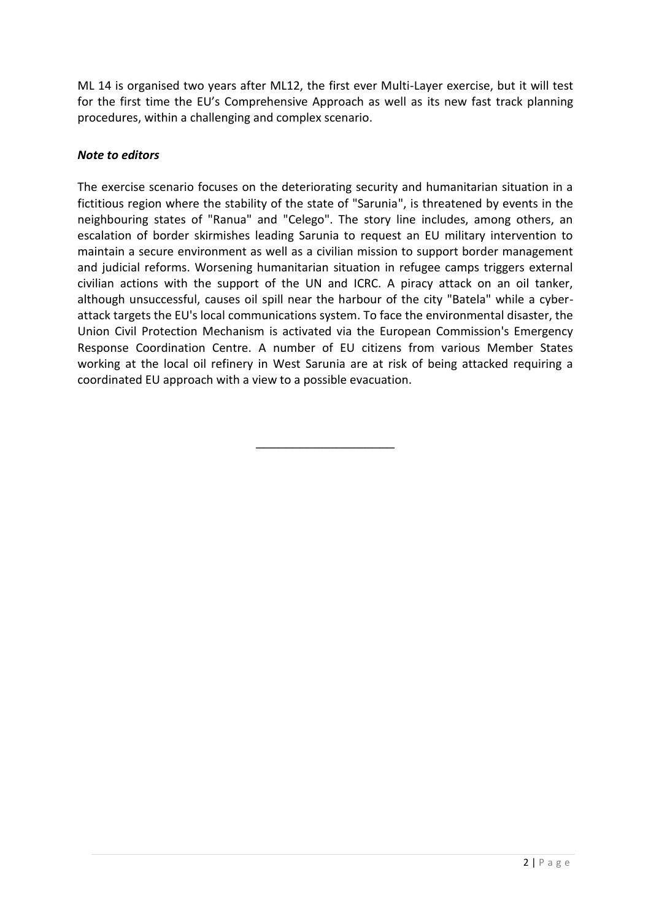ML 14 is organised two years after ML12, the first ever Multi-Layer exercise, but it will test for the first time the EU's Comprehensive Approach as well as its new fast track planning procedures, within a challenging and complex scenario.

***Note to editors***

The exercise scenario focuses on the deteriorating security and humanitarian situation in a fictitious region where the stability of the state of "Sarunia", is threatened by events in the neighbouring states of "Ranua" and "Celego". The story line includes, among others, an escalation of border skirmishes leading Sarunia to request an EU military intervention to maintain a secure environment as well as a civilian mission to support border management and judicial reforms. Worsening humanitarian situation in refugee camps triggers external civilian actions with the support of the UN and ICRC. A piracy attack on an oil tanker, although unsuccessful, causes oil spill near the harbour of the city "Batela" while a cyber-attack targets the EU's local communications system. To face the environmental disaster, the Union Civil Protection Mechanism is activated via the European Commission's Emergency Response Coordination Centre. A number of EU citizens from various Member States working at the local oil refinery in West Sarunia are at risk of being attacked requiring a coordinated EU approach with a view to a possible evacuation.

\_\_\_\_\_\_\_\_\_\_\_\_\_\_\_\_\_\_\_\_\_\_